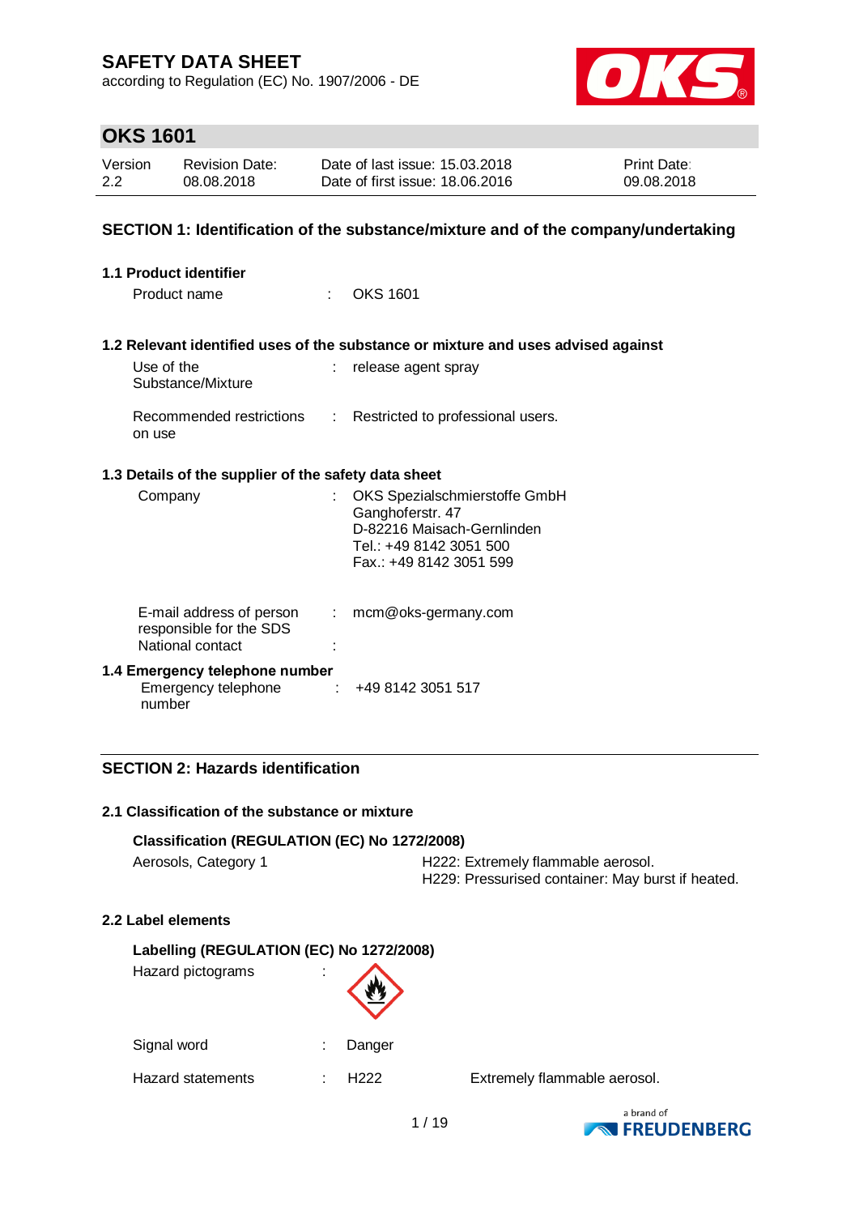# SAFETY DATA SHEET

according to Regulation (EC) No. 1907/2006 - DE

## OKS 1601

| Version | Revision Date: | Date of last issue: 15.03.2018 | Print Date: |
|---|---|---|---|
| 2.2 | 08.08.2018 | Date of first issue: 18.06.2016 | 09.08.2018 |

## SECTION 1: Identification of the substance/mixture and of the company/undertaking

### 1.1 Product identifier

Product name : OKS 1601

### 1.2 Relevant identified uses of the substance or mixture and uses advised against

Use of the Substance/Mixture : release agent spray

Recommended restrictions on use : Restricted to professional users.

### 1.3 Details of the supplier of the safety data sheet

Company : OKS Spezialschmierstoffe GmbH
Ganghoferstr. 47
D-82216 Maisach-Gernlinden
Tel.: +49 8142 3051 500
Fax.: +49 8142 3051 599

E-mail address of person responsible for the SDS : mcm@oks-germany.com

National contact :

### 1.4 Emergency telephone number

Emergency telephone number : +49 8142 3051 517

## SECTION 2: Hazards identification

### 2.1 Classification of the substance or mixture

**Classification (REGULATION (EC) No 1272/2008)**

| | |
|---|---|
| Aerosols, Category 1 | H222: Extremely flammable aerosol.<br>H229: Pressurised container: May burst if heated. |

### 2.2 Label elements

**Labelling (REGULATION (EC) No 1272/2008)**

Hazard pictograms :

Signal word : Danger

Hazard statements : H222 Extremely flammable aerosol.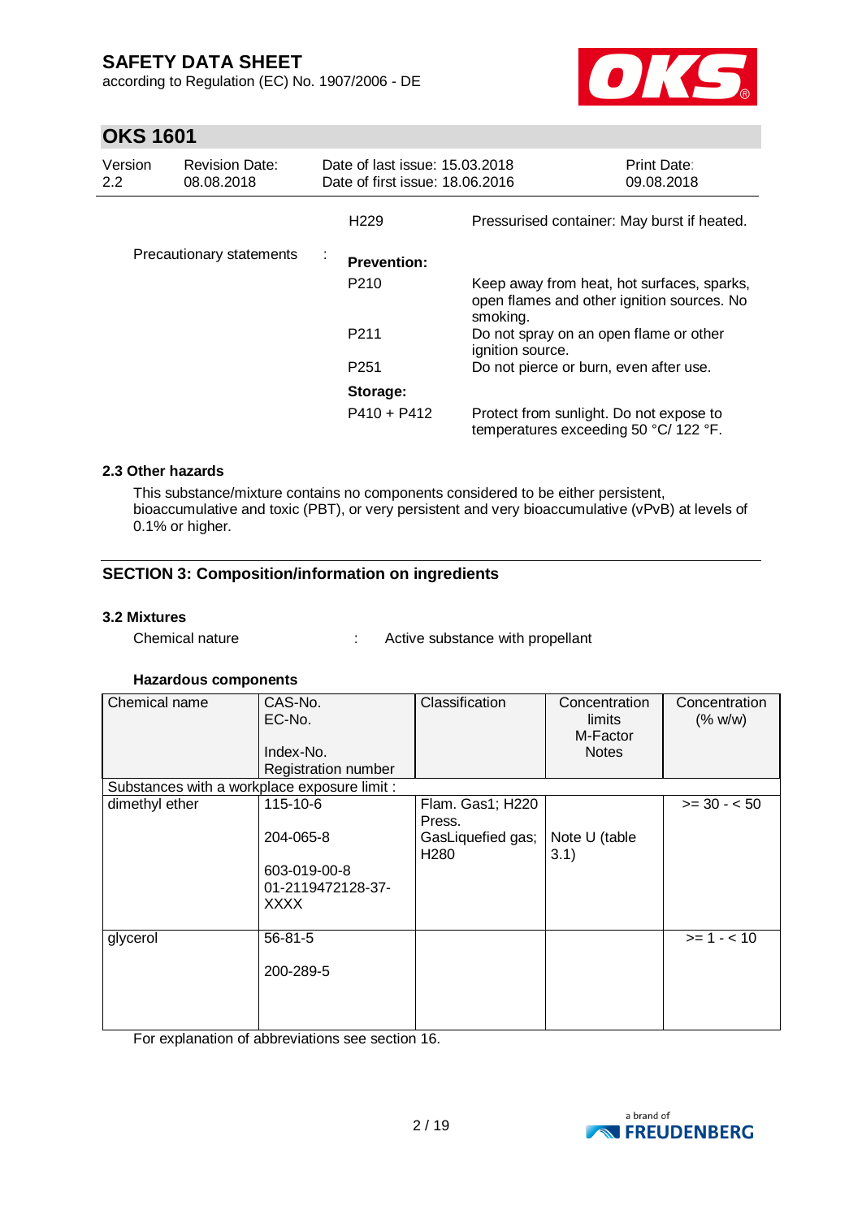| | | |
|---|---|---|
| | H229 | Pressurised container: May burst if heated. |
| Precautionary statements : | **Prevention:** | |
| | P210 | Keep away from heat, hot surfaces, sparks, open flames and other ignition sources. No smoking. |
| | P211 | Do not spray on an open flame or other ignition source. |
| | P251 | Do not pierce or burn, even after use. |
| | **Storage:** | |
| | P410 + P412 | Protect from sunlight. Do not expose to temperatures exceeding 50 °C/ 122 °F. |

### 2.3 Other hazards

This substance/mixture contains no components considered to be either persistent, bioaccumulative and toxic (PBT), or very persistent and very bioaccumulative (vPvB) at levels of 0.1% or higher.

## SECTION 3: Composition/information on ingredients

### 3.2 Mixtures

Chemical nature : Active substance with propellant

**Hazardous components**

| Chemical name | CAS-No.<br>EC-No.<br>Index-No.<br>Registration number | Classification | Concentration limits<br>M-Factor<br>Notes | Concentration (% w/w) |
|---|---|---|---|---|
| Substances with a workplace exposure limit : | | | | |
| dimethyl ether | 115-10-6<br>204-065-8<br>603-019-00-8<br>01-2119472128-37-XXXX | Flam. Gas1; H220<br>Press. GasLiquefied gas; H280 | Note U (table 3.1) | >= 30 - < 50 |
| glycerol | 56-81-5<br>200-289-5 | | | >= 1 - < 10 |

For explanation of abbreviations see section 16.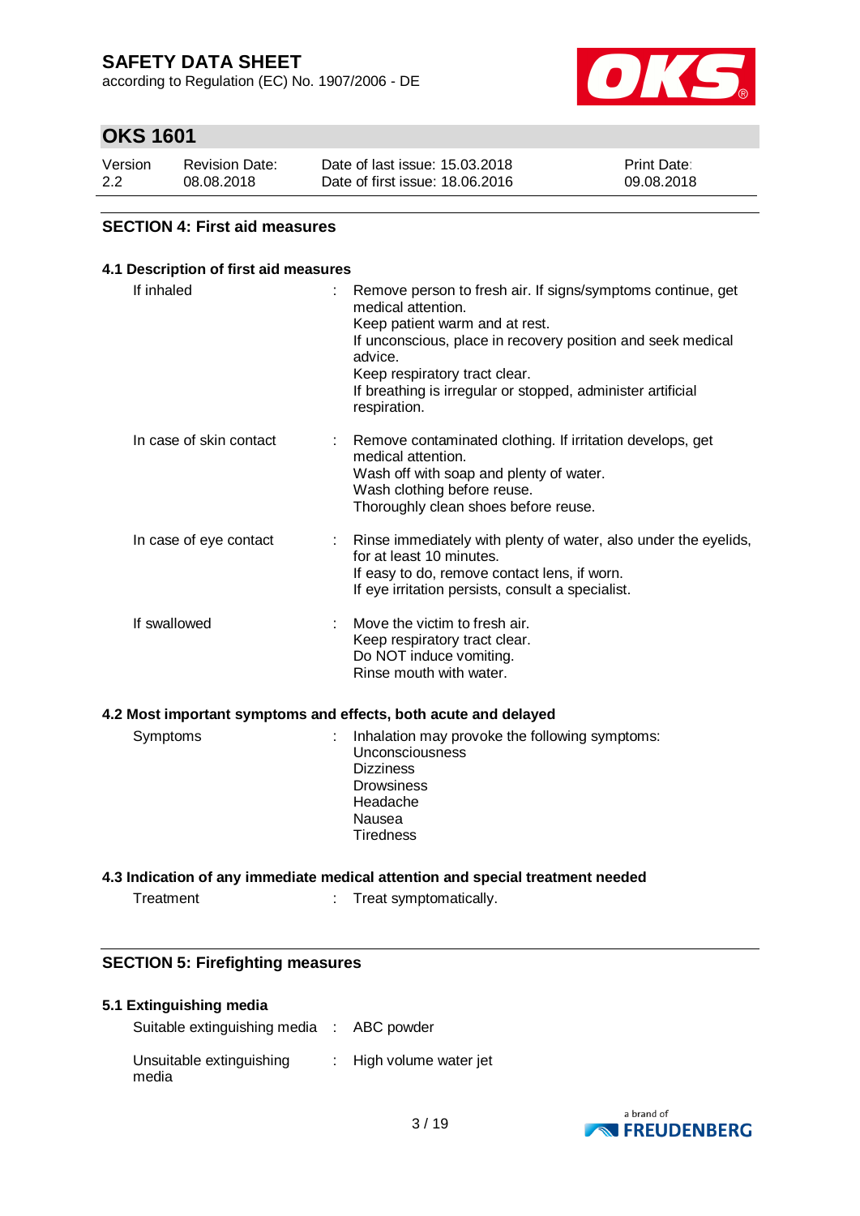## SECTION 4: First aid measures

### 4.1 Description of first aid measures

| | | |
|---|---|---|
| If inhaled | : | Remove person to fresh air. If signs/symptoms continue, get medical attention.<br>Keep patient warm and at rest.<br>If unconscious, place in recovery position and seek medical advice.<br>Keep respiratory tract clear.<br>If breathing is irregular or stopped, administer artificial respiration. |
| In case of skin contact | : | Remove contaminated clothing. If irritation develops, get medical attention.<br>Wash off with soap and plenty of water.<br>Wash clothing before reuse.<br>Thoroughly clean shoes before reuse. |
| In case of eye contact | : | Rinse immediately with plenty of water, also under the eyelids, for at least 10 minutes.<br>If easy to do, remove contact lens, if worn.<br>If eye irritation persists, consult a specialist. |
| If swallowed | : | Move the victim to fresh air.<br>Keep respiratory tract clear.<br>Do NOT induce vomiting.<br>Rinse mouth with water. |

### 4.2 Most important symptoms and effects, both acute and delayed

| | | |
|---|---|---|
| Symptoms | : | Inhalation may provoke the following symptoms:<br>Unconsciousness<br>Dizziness<br>Drowsiness<br>Headache<br>Nausea<br>Tiredness |

### 4.3 Indication of any immediate medical attention and special treatment needed

| | | |
|---|---|---|
| Treatment | : | Treat symptomatically. |

## SECTION 5: Firefighting measures

### 5.1 Extinguishing media

| | | |
|---|---|---|
| Suitable extinguishing media | : | ABC powder |
| Unsuitable extinguishing media | : | High volume water jet |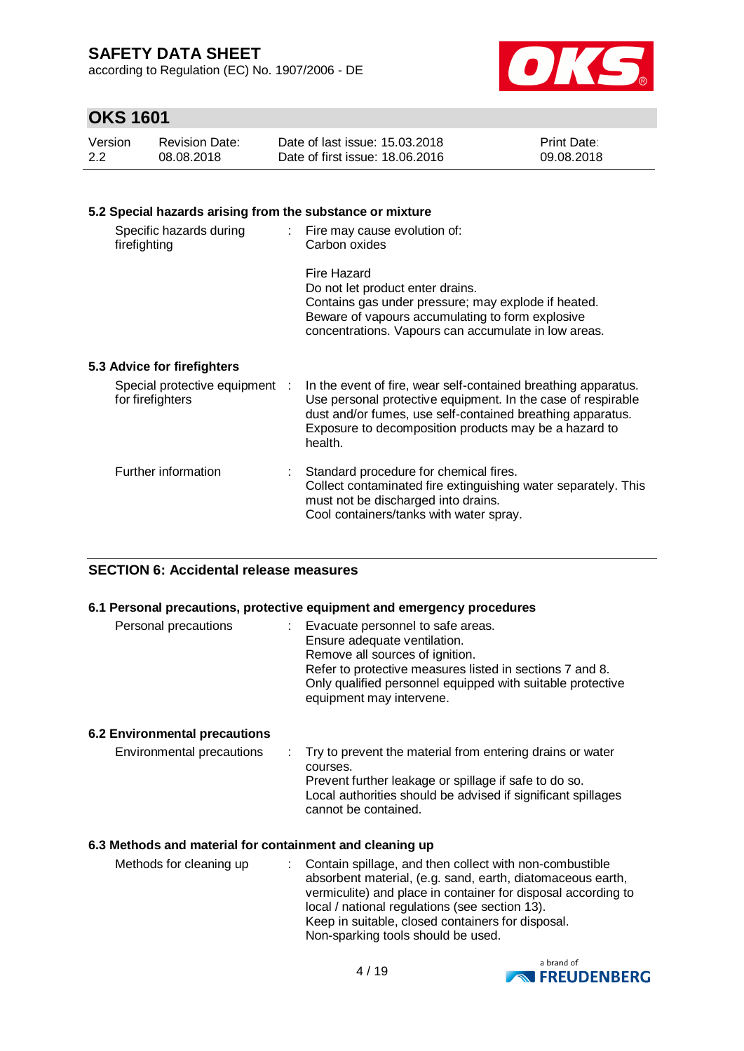### 5.2 Special hazards arising from the substance or mixture

| | |
|---|---|
| Specific hazards during firefighting | Fire may cause evolution of:<br>Carbon oxides<br><br>Fire Hazard<br>Do not let product enter drains.<br>Contains gas under pressure; may explode if heated.<br>Beware of vapours accumulating to form explosive concentrations. Vapours can accumulate in low areas. |

### 5.3 Advice for firefighters

| | |
|---|---|
| Special protective equipment for firefighters | In the event of fire, wear self-contained breathing apparatus.<br>Use personal protective equipment. In the case of respirable dust and/or fumes, use self-contained breathing apparatus.<br>Exposure to decomposition products may be a hazard to health. |
| Further information | Standard procedure for chemical fires.<br>Collect contaminated fire extinguishing water separately. This must not be discharged into drains.<br>Cool containers/tanks with water spray. |

## SECTION 6: Accidental release measures

### 6.1 Personal precautions, protective equipment and emergency procedures

| | |
|---|---|
| Personal precautions | Evacuate personnel to safe areas.<br>Ensure adequate ventilation.<br>Remove all sources of ignition.<br>Refer to protective measures listed in sections 7 and 8.<br>Only qualified personnel equipped with suitable protective equipment may intervene. |

### 6.2 Environmental precautions

| | |
|---|---|
| Environmental precautions | Try to prevent the material from entering drains or water courses.<br>Prevent further leakage or spillage if safe to do so.<br>Local authorities should be advised if significant spillages cannot be contained. |

### 6.3 Methods and material for containment and cleaning up

| | |
|---|---|
| Methods for cleaning up | Contain spillage, and then collect with non-combustible absorbent material, (e.g. sand, earth, diatomaceous earth, vermiculite) and place in container for disposal according to local / national regulations (see section 13).<br>Keep in suitable, closed containers for disposal.<br>Non-sparking tools should be used. |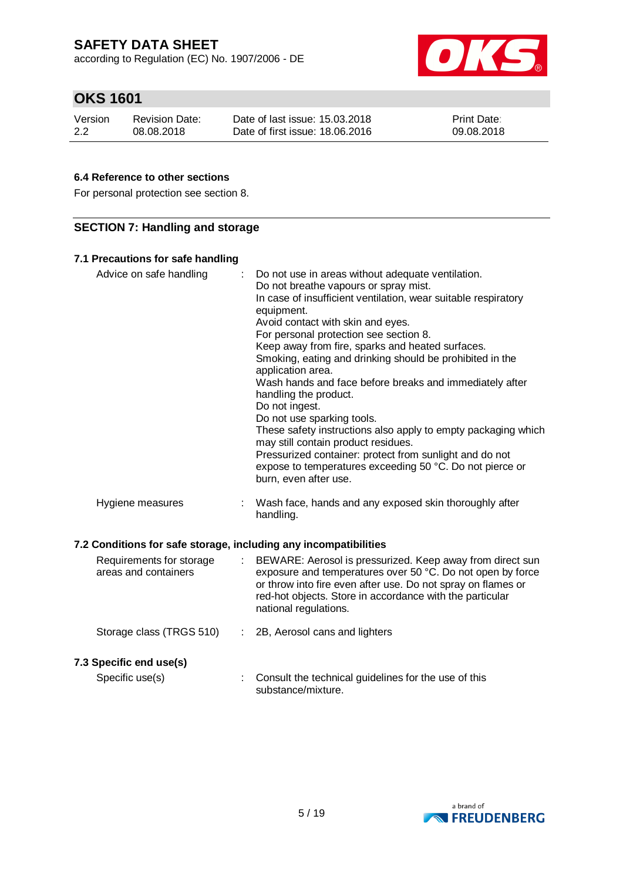### 6.4 Reference to other sections

For personal protection see section 8.

## SECTION 7: Handling and storage

### 7.1 Precautions for safe handling

| | | |
|---|---|---|
| Advice on safe handling | : | Do not use in areas without adequate ventilation.<br>Do not breathe vapours or spray mist.<br>In case of insufficient ventilation, wear suitable respiratory equipment.<br>Avoid contact with skin and eyes.<br>For personal protection see section 8.<br>Keep away from fire, sparks and heated surfaces.<br>Smoking, eating and drinking should be prohibited in the application area.<br>Wash hands and face before breaks and immediately after handling the product.<br>Do not ingest.<br>Do not use sparking tools.<br>These safety instructions also apply to empty packaging which may still contain product residues.<br>Pressurized container: protect from sunlight and do not expose to temperatures exceeding 50 °C. Do not pierce or burn, even after use. |
| Hygiene measures | : | Wash face, hands and any exposed skin thoroughly after handling. |

### 7.2 Conditions for safe storage, including any incompatibilities

| | | |
|---|---|---|
| Requirements for storage areas and containers | : | BEWARE: Aerosol is pressurized. Keep away from direct sun exposure and temperatures over 50 °C. Do not open by force or throw into fire even after use. Do not spray on flames or red-hot objects. Store in accordance with the particular national regulations. |
| Storage class (TRGS 510) | : | 2B, Aerosol cans and lighters |

### 7.3 Specific end use(s)

| | | |
|---|---|---|
| Specific use(s) | : | Consult the technical guidelines for the use of this substance/mixture. |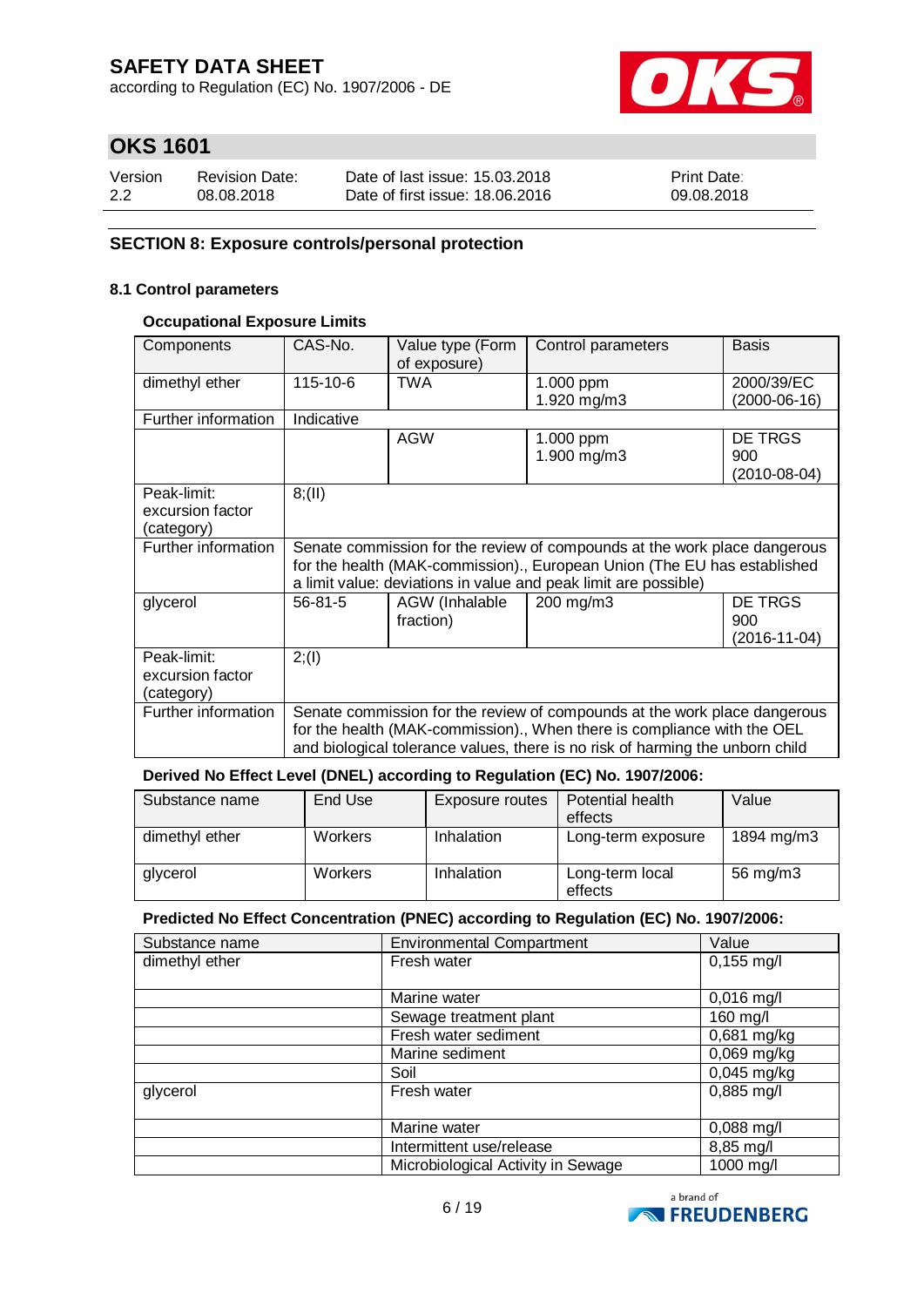## SECTION 8: Exposure controls/personal protection

### 8.1 Control parameters

#### Occupational Exposure Limits

| Components | CAS-No. | Value type (Form of exposure) | Control parameters | Basis |
|---|---|---|---|---|
| dimethyl ether | 115-10-6 | TWA | 1.000 ppm<br>1.920 mg/m3 | 2000/39/EC (2000-06-16) |
| Further information | Indicative | | | |
| | | AGW | 1.000 ppm<br>1.900 mg/m3 | DE TRGS 900 (2010-08-04) |
| Peak-limit: excursion factor (category) | 8;(II) | | | |
| Further information | Senate commission for the review of compounds at the work place dangerous for the health (MAK-commission)., European Union (The EU has established a limit value: deviations in value and peak limit are possible) | | | |
| glycerol | 56-81-5 | AGW (Inhalable fraction) | 200 mg/m3 | DE TRGS 900 (2016-11-04) |
| Peak-limit: excursion factor (category) | 2;(I) | | | |
| Further information | Senate commission for the review of compounds at the work place dangerous for the health (MAK-commission)., When there is compliance with the OEL and biological tolerance values, there is no risk of harming the unborn child | | | |

#### Derived No Effect Level (DNEL) according to Regulation (EC) No. 1907/2006:

| Substance name | End Use | Exposure routes | Potential health effects | Value |
|---|---|---|---|---|
| dimethyl ether | Workers | Inhalation | Long-term exposure | 1894 mg/m3 |
| glycerol | Workers | Inhalation | Long-term local effects | 56 mg/m3 |

#### Predicted No Effect Concentration (PNEC) according to Regulation (EC) No. 1907/2006:

| Substance name | Environmental Compartment | Value |
|---|---|---|
| dimethyl ether | Fresh water | 0,155 mg/l |
| | Marine water | 0,016 mg/l |
| | Sewage treatment plant | 160 mg/l |
| | Fresh water sediment | 0,681 mg/kg |
| | Marine sediment | 0,069 mg/kg |
| | Soil | 0,045 mg/kg |
| glycerol | Fresh water | 0,885 mg/l |
| | Marine water | 0,088 mg/l |
| | Intermittent use/release | 8,85 mg/l |
| | Microbiological Activity in Sewage | 1000 mg/l |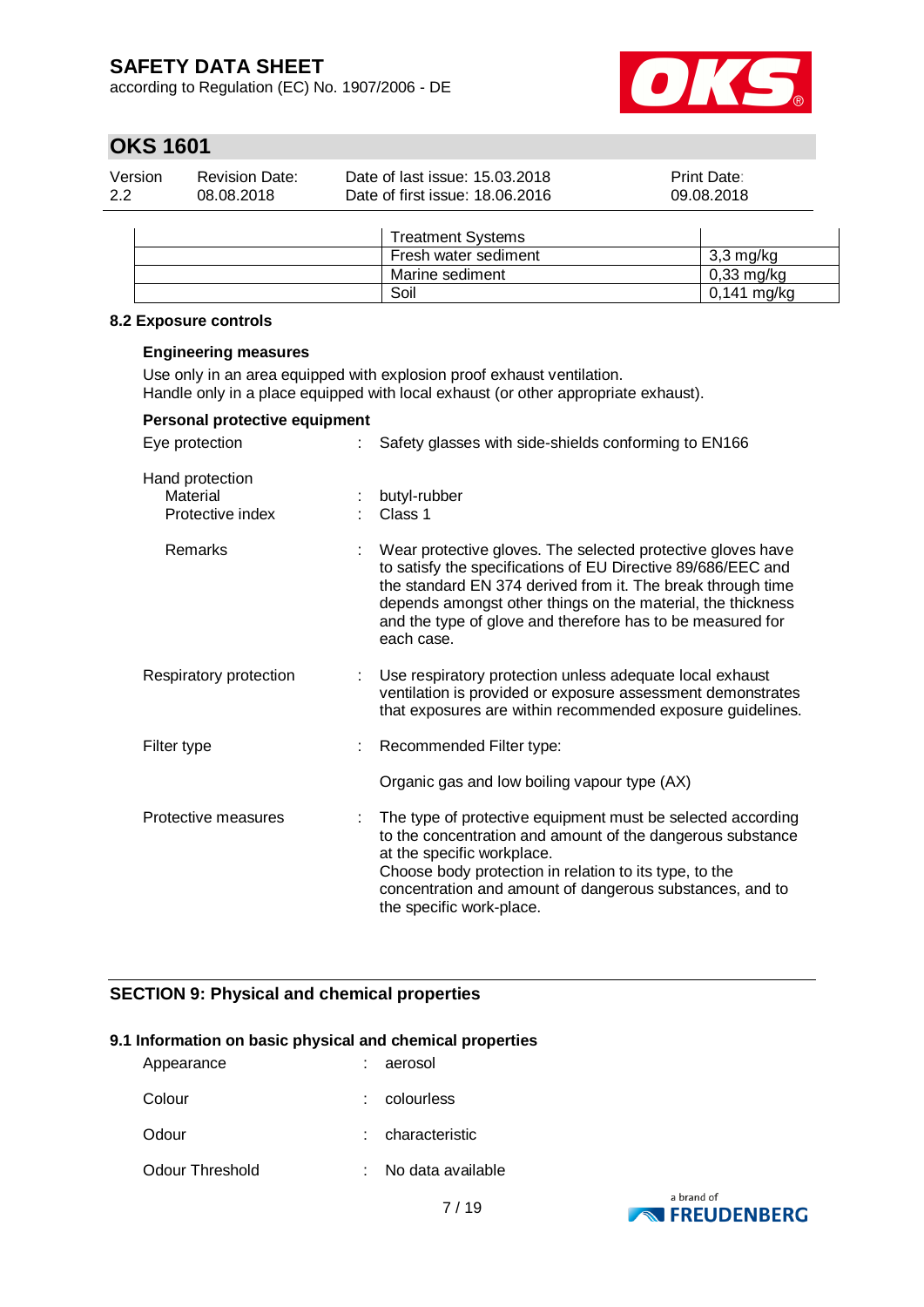| | Treatment Systems | |
|---|---|---|
| | Fresh water sediment | 3,3 mg/kg |
| | Marine sediment | 0,33 mg/kg |
| | Soil | 0,141 mg/kg |

### 8.2 Exposure controls

**Engineering measures**

Use only in an area equipped with explosion proof exhaust ventilation.
Handle only in a place equipped with local exhaust (or other appropriate exhaust).

**Personal protective equipment**

Eye protection : Safety glasses with side-shields conforming to EN166

Hand protection
- Material : butyl-rubber
- Protective index : Class 1
- Remarks : Wear protective gloves. The selected protective gloves have to satisfy the specifications of EU Directive 89/686/EEC and the standard EN 374 derived from it. The break through time depends amongst other things on the material, the thickness and the type of glove and therefore has to be measured for each case.

Respiratory protection : Use respiratory protection unless adequate local exhaust ventilation is provided or exposure assessment demonstrates that exposures are within recommended exposure guidelines.

Filter type : Recommended Filter type:

Organic gas and low boiling vapour type (AX)

Protective measures : The type of protective equipment must be selected according to the concentration and amount of the dangerous substance at the specific workplace.
Choose body protection in relation to its type, to the concentration and amount of dangerous substances, and to the specific work-place.

## SECTION 9: Physical and chemical properties

### 9.1 Information on basic physical and chemical properties

Appearance : aerosol

Colour : colourless

Odour : characteristic

Odour Threshold : No data available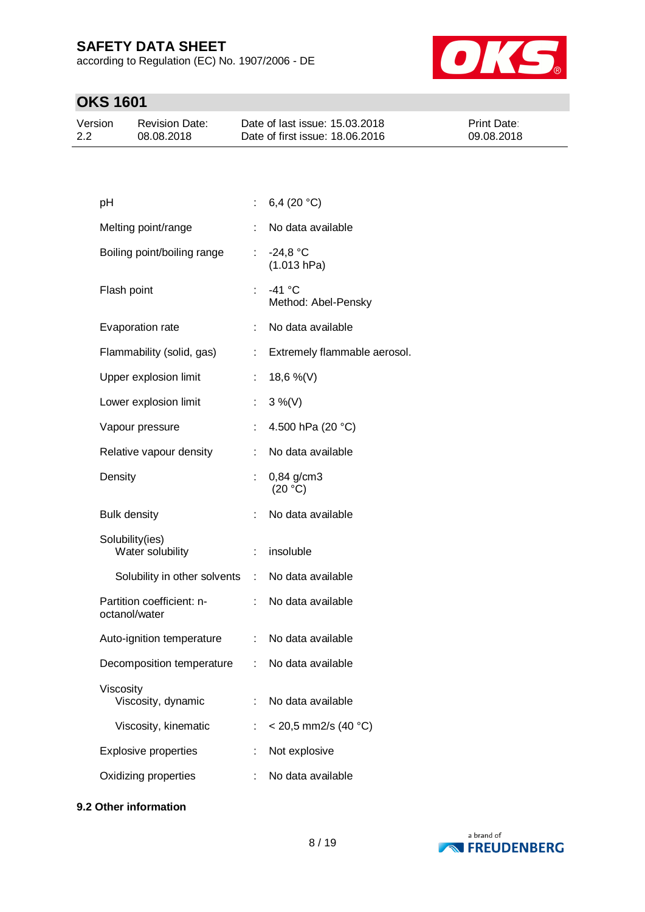| | | |
|---|---|---|
| pH | : | 6,4 (20 °C) |
| Melting point/range | : | No data available |
| Boiling point/boiling range | : | -24,8 °C<br>(1.013 hPa) |
| Flash point | : | -41 °C<br>Method: Abel-Pensky |
| Evaporation rate | : | No data available |
| Flammability (solid, gas) | : | Extremely flammable aerosol. |
| Upper explosion limit | : | 18,6 %(V) |
| Lower explosion limit | : | 3 %(V) |
| Vapour pressure | : | 4.500 hPa (20 °C) |
| Relative vapour density | : | No data available |
| Density | : | 0,84 g/cm3<br>(20 °C) |
| Bulk density | : | No data available |
| Solubility(ies)<br>Water solubility | : | insoluble |
| Solubility in other solvents | : | No data available |
| Partition coefficient: n-octanol/water | : | No data available |
| Auto-ignition temperature | : | No data available |
| Decomposition temperature | : | No data available |
| Viscosity<br>Viscosity, dynamic | : | No data available |
| Viscosity, kinematic | : | < 20,5 mm2/s (40 °C) |
| Explosive properties | : | Not explosive |
| Oxidizing properties | : | No data available |

**9.2 Other information**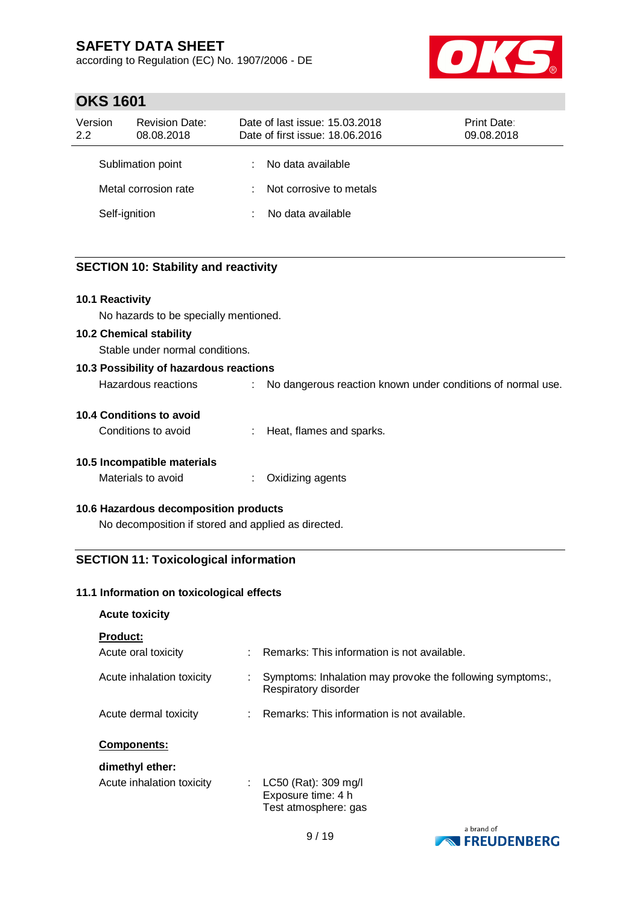| | | |
|---|---|---|
| Sublimation point | : | No data available |
| Metal corrosion rate | : | Not corrosive to metals |
| Self-ignition | : | No data available |

## SECTION 10: Stability and reactivity

**10.1 Reactivity**

No hazards to be specially mentioned.

**10.2 Chemical stability**

Stable under normal conditions.

**10.3 Possibility of hazardous reactions**

Hazardous reactions : No dangerous reaction known under conditions of normal use.

**10.4 Conditions to avoid**

Conditions to avoid : Heat, flames and sparks.

**10.5 Incompatible materials**

Materials to avoid : Oxidizing agents

**10.6 Hazardous decomposition products**

No decomposition if stored and applied as directed.

## SECTION 11: Toxicological information

**11.1 Information on toxicological effects**

**Acute toxicity**

**Product:**

| | | |
|---|---|---|
| Acute oral toxicity | : | Remarks: This information is not available. |
| Acute inhalation toxicity | : | Symptoms: Inhalation may provoke the following symptoms:, Respiratory disorder |
| Acute dermal toxicity | : | Remarks: This information is not available. |

**Components:**

**dimethyl ether:**

| | | |
|---|---|---|
| Acute inhalation toxicity | : | LC50 (Rat): 309 mg/l<br>Exposure time: 4 h<br>Test atmosphere: gas |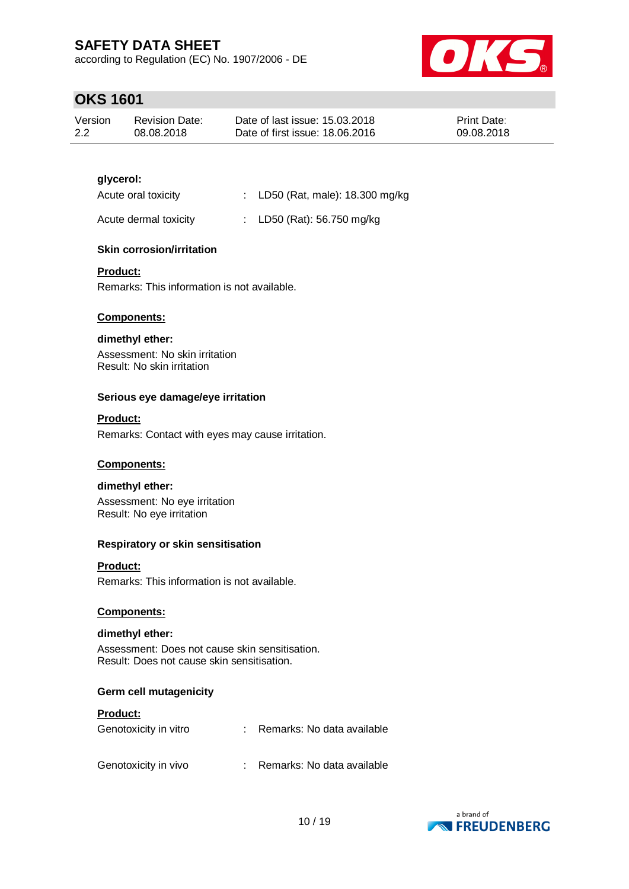**glycerol:**

| | | |
|---|---|---|
| Acute oral toxicity | : | LD50 (Rat, male): 18.300 mg/kg |
| Acute dermal toxicity | : | LD50 (Rat): 56.750 mg/kg |

**Skin corrosion/irritation**

**Product:**

Remarks: This information is not available.

**Components:**

**dimethyl ether:**

Assessment: No skin irritation
Result: No skin irritation

**Serious eye damage/eye irritation**

**Product:**

Remarks: Contact with eyes may cause irritation.

**Components:**

**dimethyl ether:**

Assessment: No eye irritation
Result: No eye irritation

**Respiratory or skin sensitisation**

**Product:**

Remarks: This information is not available.

**Components:**

**dimethyl ether:**

Assessment: Does not cause skin sensitisation.
Result: Does not cause skin sensitisation.

**Germ cell mutagenicity**

**Product:**

| | | |
|---|---|---|
| Genotoxicity in vitro | : | Remarks: No data available |
| Genotoxicity in vivo | : | Remarks: No data available |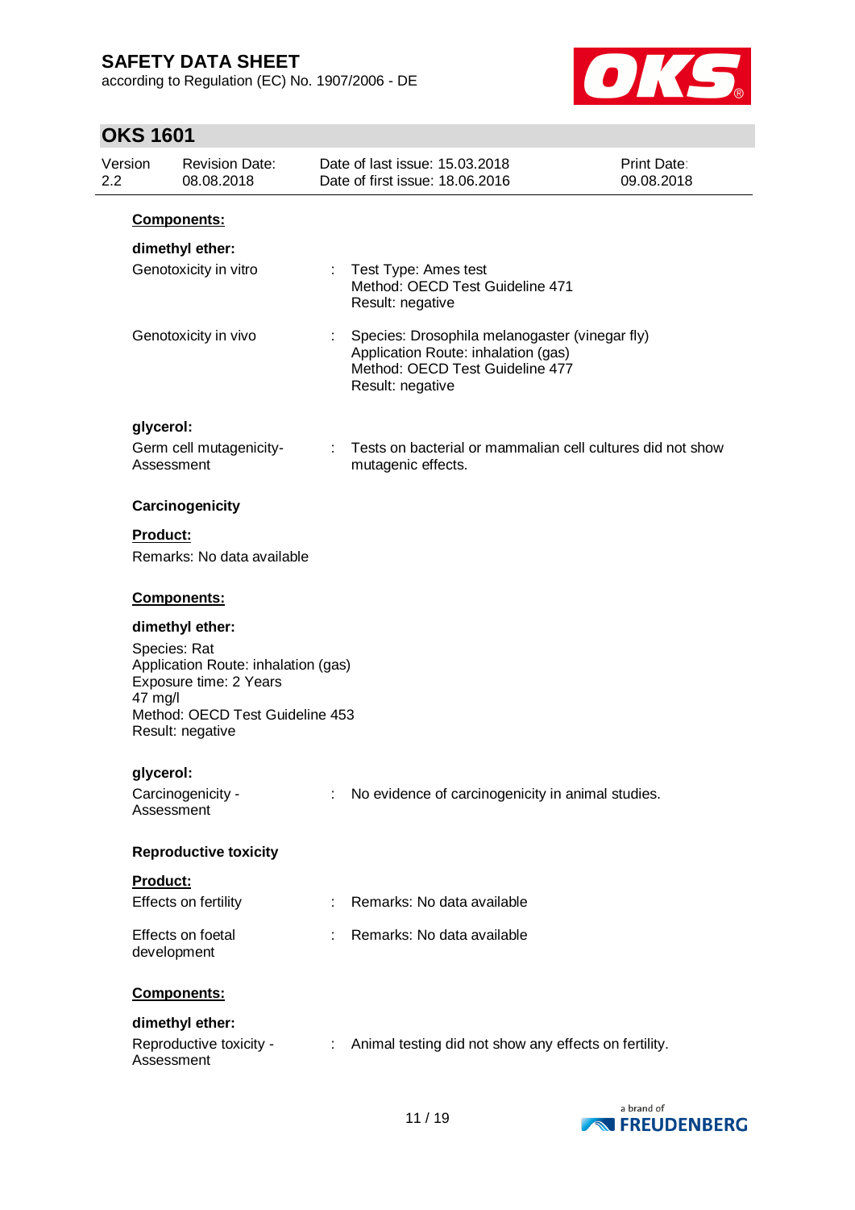**Components:**

**dimethyl ether:**

Genotoxicity in vitro : Test Type: Ames test
Method: OECD Test Guideline 471
Result: negative

Genotoxicity in vivo : Species: Drosophila melanogaster (vinegar fly)
Application Route: inhalation (gas)
Method: OECD Test Guideline 477
Result: negative

**glycerol:**

Germ cell mutagenicity-Assessment : Tests on bacterial or mammalian cell cultures did not show mutagenic effects.

**Carcinogenicity**

**Product:**

Remarks: No data available

**Components:**

**dimethyl ether:**

Species: Rat
Application Route: inhalation (gas)
Exposure time: 2 Years
47 mg/l
Method: OECD Test Guideline 453
Result: negative

**glycerol:**

Carcinogenicity - Assessment : No evidence of carcinogenicity in animal studies.

**Reproductive toxicity**

**Product:**

Effects on fertility : Remarks: No data available

Effects on foetal development : Remarks: No data available

**Components:**

**dimethyl ether:**

Reproductive toxicity - Assessment : Animal testing did not show any effects on fertility.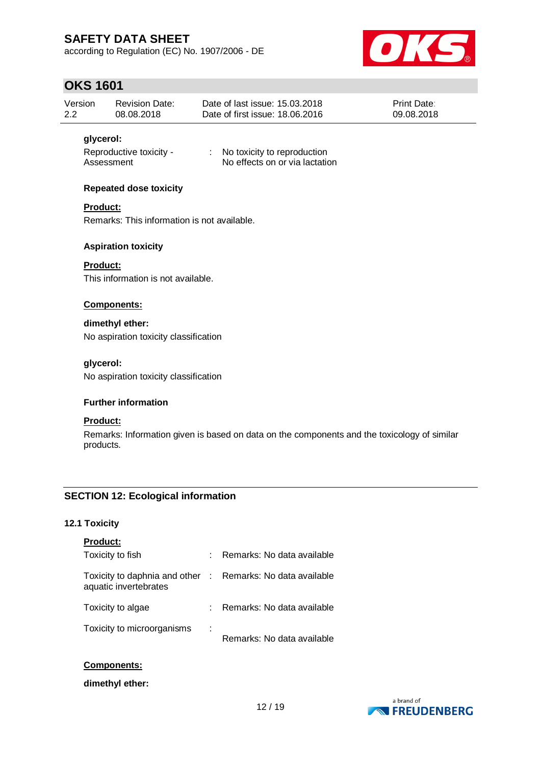**glycerol:**

| | | |
|---|---|---|
| Reproductive toxicity - Assessment | : | No toxicity to reproduction<br>No effects on or via lactation |

**Repeated dose toxicity**

**Product:**

Remarks: This information is not available.

**Aspiration toxicity**

**Product:**

This information is not available.

**Components:**

**dimethyl ether:**

No aspiration toxicity classification

**glycerol:**

No aspiration toxicity classification

**Further information**

**Product:**

Remarks: Information given is based on data on the components and the toxicology of similar products.

## SECTION 12: Ecological information

### 12.1 Toxicity

**Product:**

| | | |
|---|---|---|
| Toxicity to fish | : | Remarks: No data available |
| Toxicity to daphnia and other aquatic invertebrates | : | Remarks: No data available |
| Toxicity to algae | : | Remarks: No data available |
| Toxicity to microorganisms | : | Remarks: No data available |

**Components:**

**dimethyl ether:**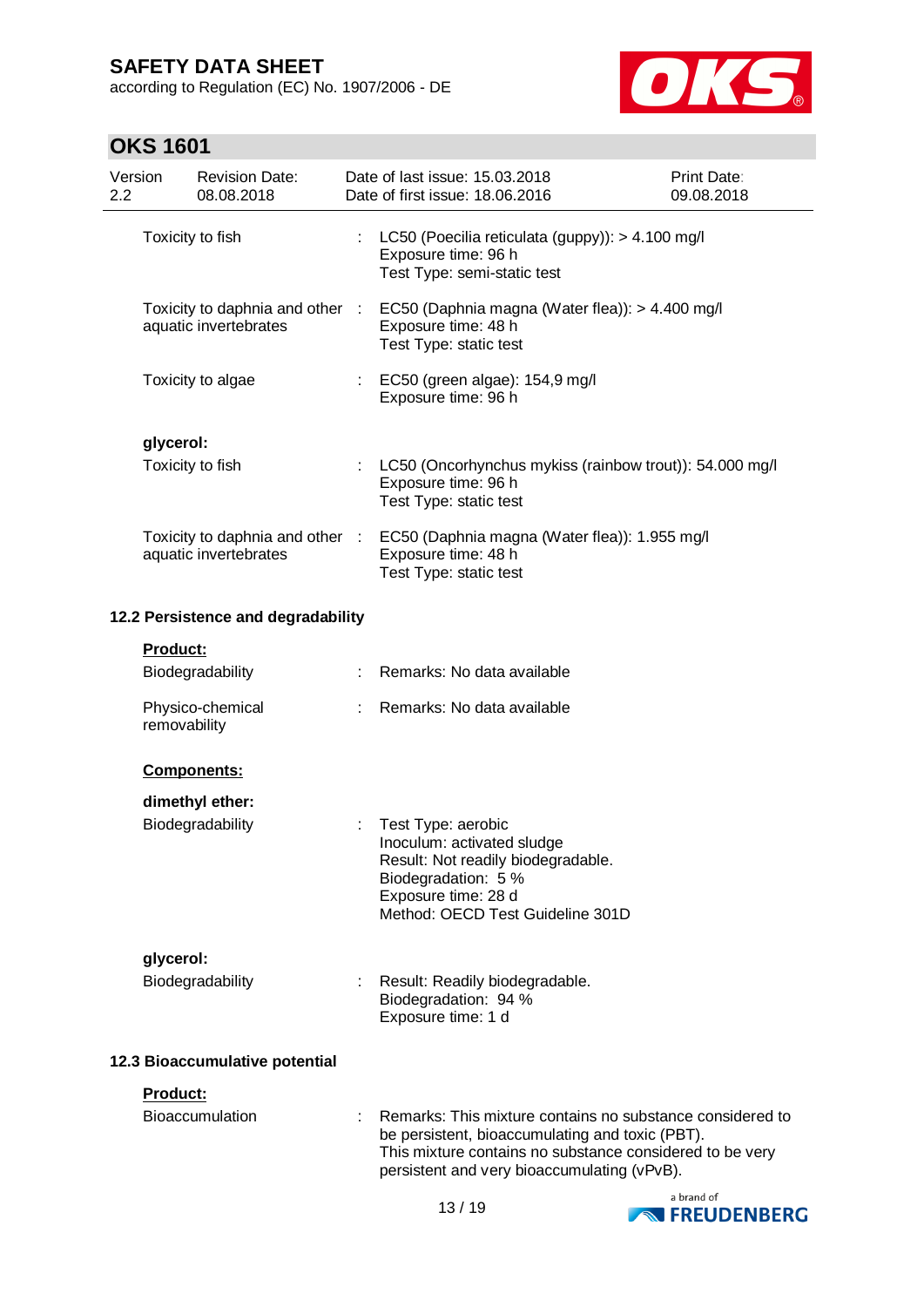| | | |
|---|---|---|
| Toxicity to fish | : | LC50 (Poecilia reticulata (guppy)): > 4.100 mg/l<br>Exposure time: 96 h<br>Test Type: semi-static test |
| Toxicity to daphnia and other aquatic invertebrates | : | EC50 (Daphnia magna (Water flea)): > 4.400 mg/l<br>Exposure time: 48 h<br>Test Type: static test |
| Toxicity to algae | : | EC50 (green algae): 154,9 mg/l<br>Exposure time: 96 h |

**glycerol:**

| | | |
|---|---|---|
| Toxicity to fish | : | LC50 (Oncorhynchus mykiss (rainbow trout)): 54.000 mg/l<br>Exposure time: 96 h<br>Test Type: static test |
| Toxicity to daphnia and other aquatic invertebrates | : | EC50 (Daphnia magna (Water flea)): 1.955 mg/l<br>Exposure time: 48 h<br>Test Type: static test |

### 12.2 Persistence and degradability

**Product:**

| | | |
|---|---|---|
| Biodegradability | : | Remarks: No data available |
| Physico-chemical removability | : | Remarks: No data available |

**Components:**

**dimethyl ether:**

| | | |
|---|---|---|
| Biodegradability | : | Test Type: aerobic<br>Inoculum: activated sludge<br>Result: Not readily biodegradable.<br>Biodegradation: 5 %<br>Exposure time: 28 d<br>Method: OECD Test Guideline 301D |

**glycerol:**

| | | |
|---|---|---|
| Biodegradability | : | Result: Readily biodegradable.<br>Biodegradation: 94 %<br>Exposure time: 1 d |

### 12.3 Bioaccumulative potential

**Product:**

| | | |
|---|---|---|
| Bioaccumulation | : | Remarks: This mixture contains no substance considered to be persistent, bioaccumulating and toxic (PBT).<br>This mixture contains no substance considered to be very persistent and very bioaccumulating (vPvB). |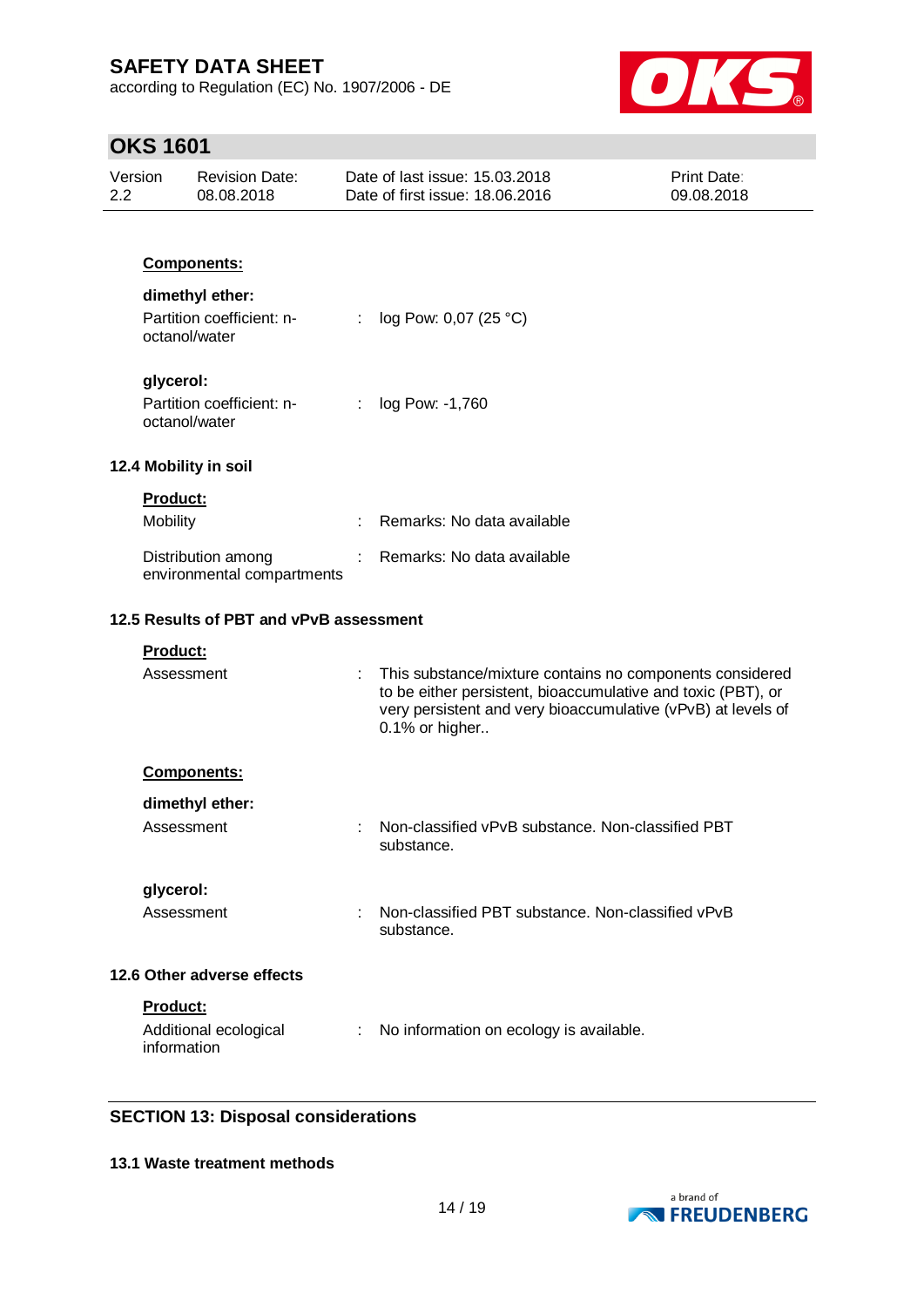**Components:**

**dimethyl ether:**

Partition coefficient: n-octanol/water : log Pow: 0,07 (25 °C)

**glycerol:**

Partition coefficient: n-octanol/water : log Pow: -1,760

### 12.4 Mobility in soil

**Product:**

Mobility : Remarks: No data available

Distribution among environmental compartments : Remarks: No data available

### 12.5 Results of PBT and vPvB assessment

**Product:**

Assessment : This substance/mixture contains no components considered to be either persistent, bioaccumulative and toxic (PBT), or very persistent and very bioaccumulative (vPvB) at levels of 0.1% or higher..

**Components:**

**dimethyl ether:**

Assessment : Non-classified vPvB substance. Non-classified PBT substance.

**glycerol:**

Assessment : Non-classified PBT substance. Non-classified vPvB substance.

### 12.6 Other adverse effects

**Product:**

Additional ecological information : No information on ecology is available.

## SECTION 13: Disposal considerations

### 13.1 Waste treatment methods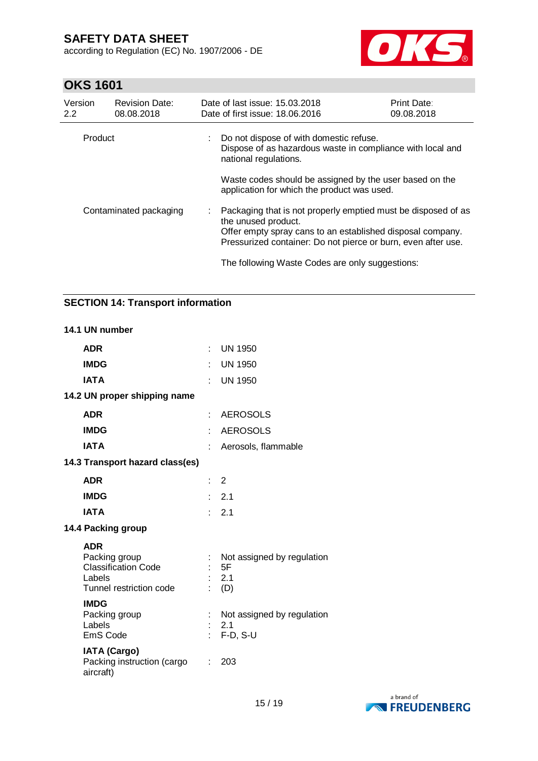| | | |
|---|---|---|
| Product | : | Do not dispose of with domestic refuse.<br>Dispose of as hazardous waste in compliance with local and national regulations.<br><br>Waste codes should be assigned by the user based on the application for which the product was used. |
| Contaminated packaging | : | Packaging that is not properly emptied must be disposed of as the unused product.<br>Offer empty spray cans to an established disposal company.<br>Pressurized container: Do not pierce or burn, even after use.<br><br>The following Waste Codes are only suggestions: |

## SECTION 14: Transport information

### 14.1 UN number

| | | |
|---|---|---|
| **ADR** | : | UN 1950 |
| **IMDG** | : | UN 1950 |
| **IATA** | : | UN 1950 |

### 14.2 UN proper shipping name

| | | |
|---|---|---|
| **ADR** | : | AEROSOLS |
| **IMDG** | : | AEROSOLS |
| **IATA** | : | Aerosols, flammable |

### 14.3 Transport hazard class(es)

| | | |
|---|---|---|
| **ADR** | : | 2 |
| **IMDG** | : | 2.1 |
| **IATA** | : | 2.1 |

### 14.4 Packing group

**ADR**

| | | |
|---|---|---|
| Packing group | : | Not assigned by regulation |
| Classification Code | : | 5F |
| Labels | : | 2.1 |
| Tunnel restriction code | : | (D) |

**IMDG**

| | | |
|---|---|---|
| Packing group | : | Not assigned by regulation |
| Labels | : | 2.1 |
| EmS Code | : | F-D, S-U |

**IATA (Cargo)**

| | | |
|---|---|---|
| Packing instruction (cargo aircraft) | : | 203 |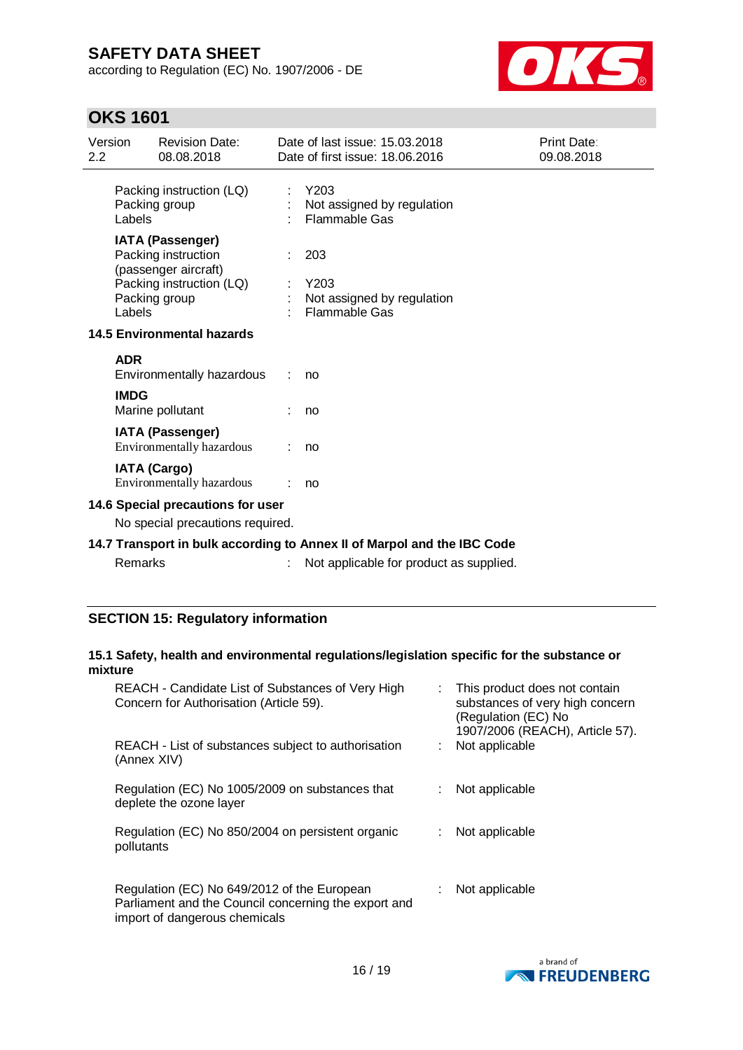| | | |
|---|---|---|
| Packing instruction (LQ) | : | Y203 |
| Packing group | : | Not assigned by regulation |
| Labels | : | Flammable Gas |

**IATA (Passenger)**

| | | |
|---|---|---|
| Packing instruction (passenger aircraft) | : | 203 |
| Packing instruction (LQ) | : | Y203 |
| Packing group | : | Not assigned by regulation |
| Labels | : | Flammable Gas |

### 14.5 Environmental hazards

**ADR**

Environmentally hazardous : no

**IMDG**

Marine pollutant : no

**IATA (Passenger)**

Environmentally hazardous : no

**IATA (Cargo)**

Environmentally hazardous : no

### 14.6 Special precautions for user

No special precautions required.

### 14.7 Transport in bulk according to Annex II of Marpol and the IBC Code

Remarks : Not applicable for product as supplied.

## SECTION 15: Regulatory information

### 15.1 Safety, health and environmental regulations/legislation specific for the substance or mixture

| | | |
|---|---|---|
| REACH - Candidate List of Substances of Very High Concern for Authorisation (Article 59). | : | This product does not contain substances of very high concern (Regulation (EC) No 1907/2006 (REACH), Article 57). |
| REACH - List of substances subject to authorisation (Annex XIV) | : | Not applicable |
| Regulation (EC) No 1005/2009 on substances that deplete the ozone layer | : | Not applicable |
| Regulation (EC) No 850/2004 on persistent organic pollutants | : | Not applicable |
| Regulation (EC) No 649/2012 of the European Parliament and the Council concerning the export and import of dangerous chemicals | : | Not applicable |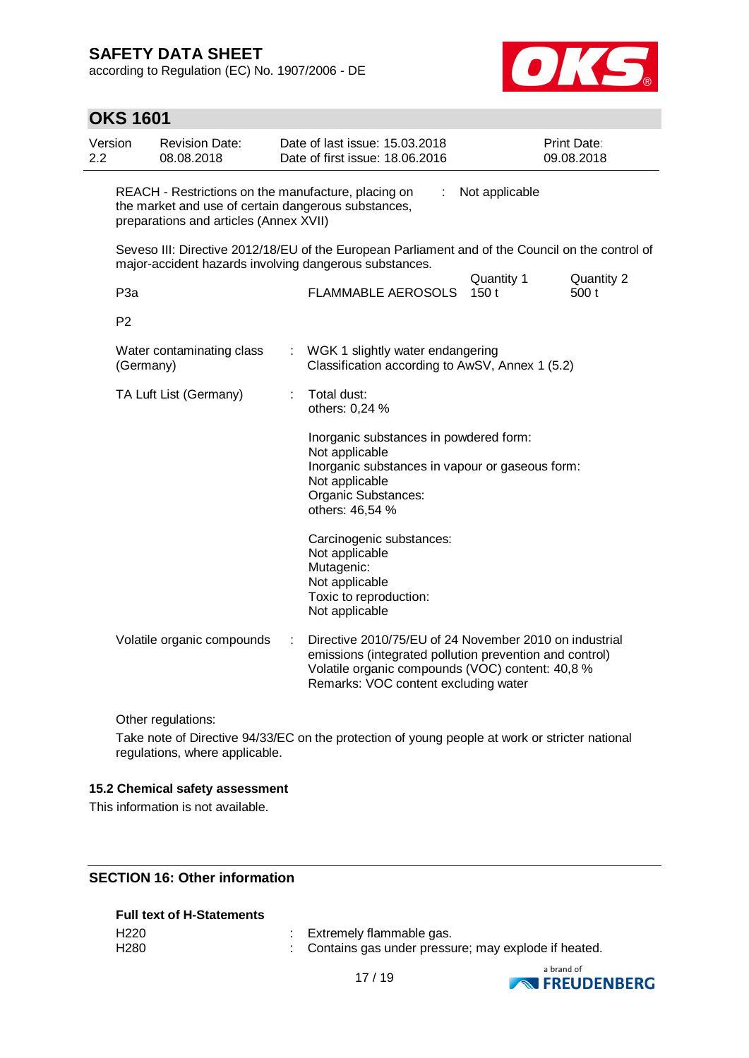REACH - Restrictions on the manufacture, placing on the market and use of certain dangerous substances, preparations and articles (Annex XVII) : Not applicable

Seveso III: Directive 2012/18/EU of the European Parliament and of the Council on the control of major-accident hazards involving dangerous substances.

| | | Quantity 1 | Quantity 2 |
|---|---|---|---|
| P3a | FLAMMABLE AEROSOLS | 150 t | 500 t |
| P2 | | | |

Water contaminating class (Germany) : WGK 1 slightly water endangering
Classification according to AwSV, Annex 1 (5.2)

TA Luft List (Germany) : Total dust:
others: 0,24 %

Inorganic substances in powdered form:
Not applicable
Inorganic substances in vapour or gaseous form:
Not applicable
Organic Substances:
others: 46,54 %

Carcinogenic substances:
Not applicable
Mutagenic:
Not applicable
Toxic to reproduction:
Not applicable

Volatile organic compounds : Directive 2010/75/EU of 24 November 2010 on industrial emissions (integrated pollution prevention and control)
Volatile organic compounds (VOC) content: 40,8 %
Remarks: VOC content excluding water

Other regulations:

Take note of Directive 94/33/EC on the protection of young people at work or stricter national regulations, where applicable.

### 15.2 Chemical safety assessment

This information is not available.

## SECTION 16: Other information

**Full text of H-Statements**

H220 : Extremely flammable gas.
H280 : Contains gas under pressure; may explode if heated.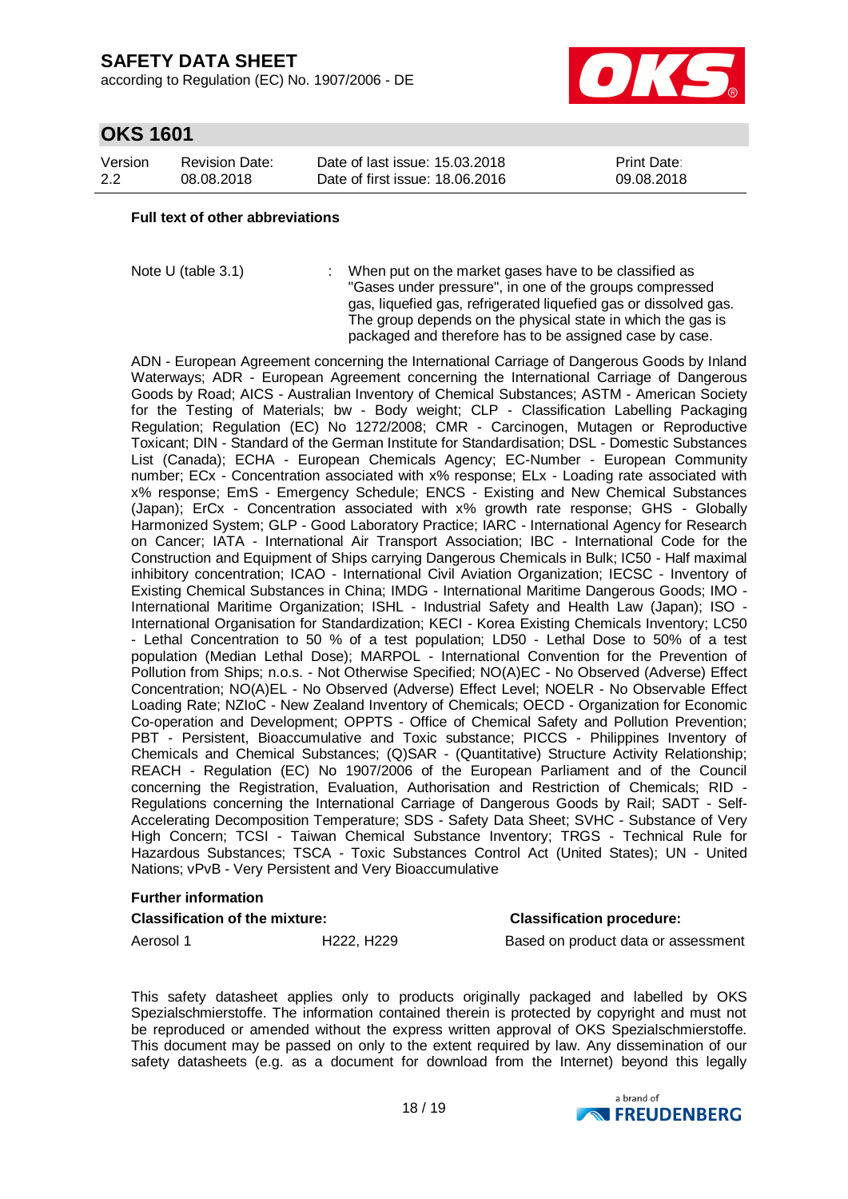**Full text of other abbreviations**

Note U (table 3.1) : When put on the market gases have to be classified as "Gases under pressure", in one of the groups compressed gas, liquefied gas, refrigerated liquefied gas or dissolved gas. The group depends on the physical state in which the gas is packaged and therefore has to be assigned case by case.

ADN - European Agreement concerning the International Carriage of Dangerous Goods by Inland Waterways; ADR - European Agreement concerning the International Carriage of Dangerous Goods by Road; AICS - Australian Inventory of Chemical Substances; ASTM - American Society for the Testing of Materials; bw - Body weight; CLP - Classification Labelling Packaging Regulation; Regulation (EC) No 1272/2008; CMR - Carcinogen, Mutagen or Reproductive Toxicant; DIN - Standard of the German Institute for Standardisation; DSL - Domestic Substances List (Canada); ECHA - European Chemicals Agency; EC-Number - European Community number; ECx - Concentration associated with x% response; ELx - Loading rate associated with x% response; EmS - Emergency Schedule; ENCS - Existing and New Chemical Substances (Japan); ErCx - Concentration associated with x% growth rate response; GHS - Globally Harmonized System; GLP - Good Laboratory Practice; IARC - International Agency for Research on Cancer; IATA - International Air Transport Association; IBC - International Code for the Construction and Equipment of Ships carrying Dangerous Chemicals in Bulk; IC50 - Half maximal inhibitory concentration; ICAO - International Civil Aviation Organization; IECSC - Inventory of Existing Chemical Substances in China; IMDG - International Maritime Dangerous Goods; IMO - International Maritime Organization; ISHL - Industrial Safety and Health Law (Japan); ISO - International Organisation for Standardization; KECI - Korea Existing Chemicals Inventory; LC50 - Lethal Concentration to 50 % of a test population; LD50 - Lethal Dose to 50% of a test population (Median Lethal Dose); MARPOL - International Convention for the Prevention of Pollution from Ships; n.o.s. - Not Otherwise Specified; NO(A)EC - No Observed (Adverse) Effect Concentration; NO(A)EL - No Observed (Adverse) Effect Level; NOELR - No Observable Effect Loading Rate; NZIoC - New Zealand Inventory of Chemicals; OECD - Organization for Economic Co-operation and Development; OPPTS - Office of Chemical Safety and Pollution Prevention; PBT - Persistent, Bioaccumulative and Toxic substance; PICCS - Philippines Inventory of Chemicals and Chemical Substances; (Q)SAR - (Quantitative) Structure Activity Relationship; REACH - Regulation (EC) No 1907/2006 of the European Parliament and of the Council concerning the Registration, Evaluation, Authorisation and Restriction of Chemicals; RID - Regulations concerning the International Carriage of Dangerous Goods by Rail; SADT - Self-Accelerating Decomposition Temperature; SDS - Safety Data Sheet; SVHC - Substance of Very High Concern; TCSI - Taiwan Chemical Substance Inventory; TRGS - Technical Rule for Hazardous Substances; TSCA - Toxic Substances Control Act (United States); UN - United Nations; vPvB - Very Persistent and Very Bioaccumulative

**Further information**

| **Classification of the mixture:** | | **Classification procedure:** |
|---|---|---|
| Aerosol 1 | H222, H229 | Based on product data or assessment |

This safety datasheet applies only to products originally packaged and labelled by OKS Spezialschmierstoffe. The information contained therein is protected by copyright and must not be reproduced or amended without the express written approval of OKS Spezialschmierstoffe. This document may be passed on only to the extent required by law. Any dissemination of our safety datasheets (e.g. as a document for download from the Internet) beyond this legally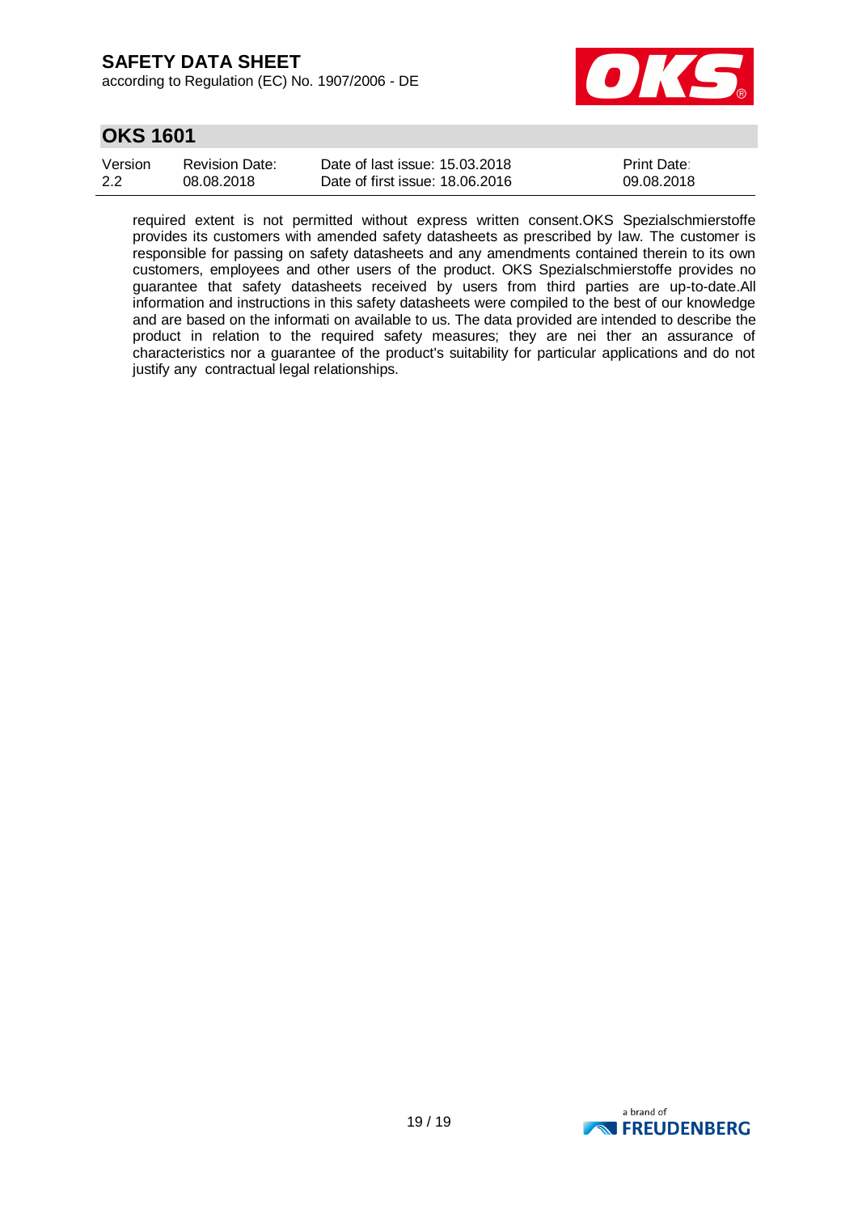required extent is not permitted without express written consent.OKS Spezialschmierstoffe provides its customers with amended safety datasheets as prescribed by law. The customer is responsible for passing on safety datasheets and any amendments contained therein to its own customers, employees and other users of the product. OKS Spezialschmierstoffe provides no guarantee that safety datasheets received by users from third parties are up-to-date.All information and instructions in this safety datasheets were compiled to the best of our knowledge and are based on the informati on available to us. The data provided are intended to describe the product in relation to the required safety measures; they are nei ther an assurance of characteristics nor a guarantee of the product's suitability for particular applications and do not justify any contractual legal relationships.